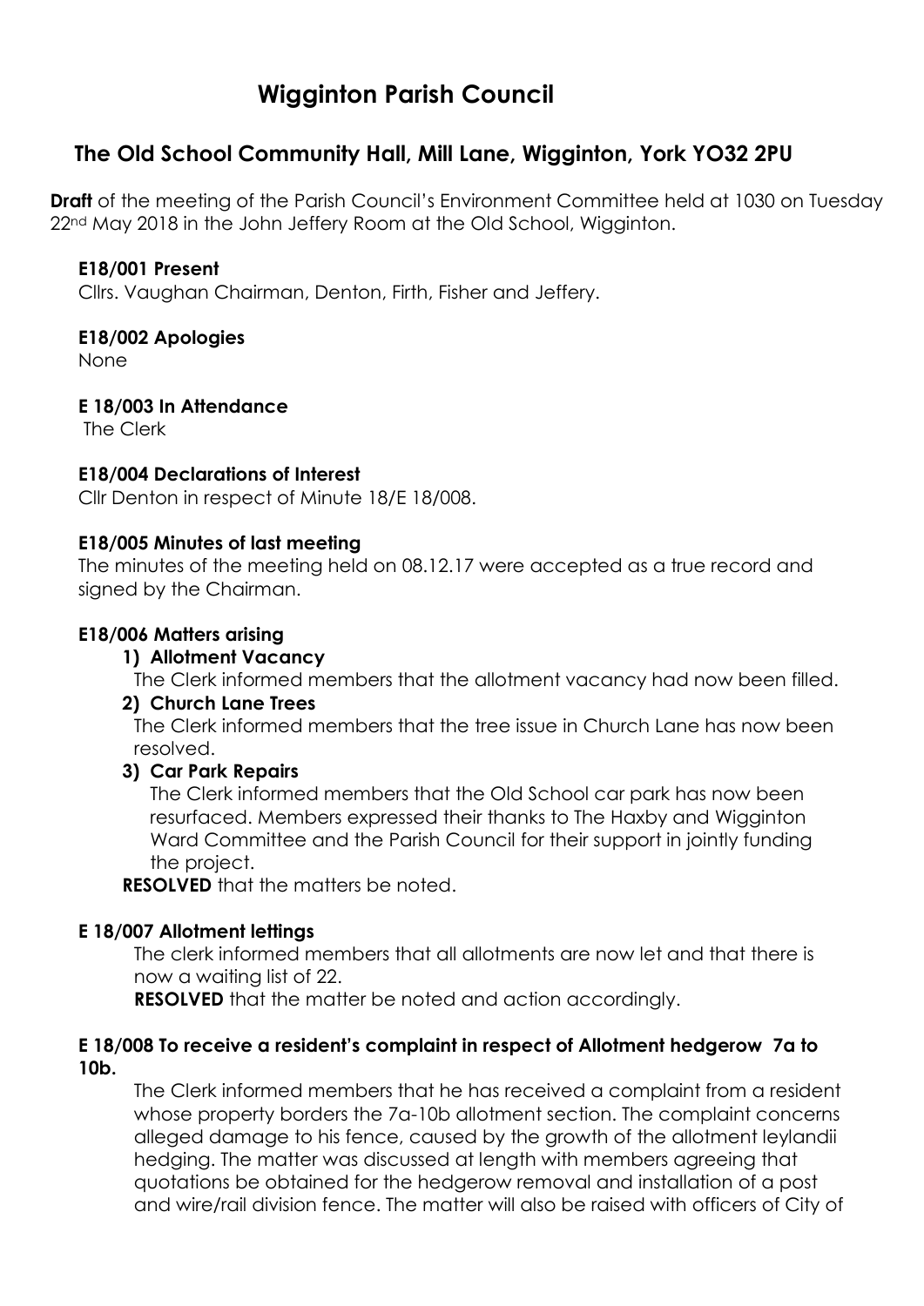# Wigginton Parish Council

## The Old School Community Hall, Mill Lane, Wigginton, York YO32 2PU

**Draft** of the meeting of the Parish Council's Environment Committee held at 1030 on Tuesday 22nd May 2018 in the John Jeffery Room at the Old School, Wigginton.

**E18/001 Present**

Cllrs. Vaughan Chairman, Denton, Firth, Fisher and Jeffery.

**E18/002 Apologies**

None

**E 18/003 In Attendance**

The Clerk

**E18/004 Declarations of Interest**

Cllr Denton in respect of Minute 18/E 18/008.

**E18/005 Minutes of last meeting**

The minutes of the meeting held on 08.12.17 were accepted as a true record and signed by the Chairman.

**E18/006 Matters arising**

1) **Allotment Vacancy**

   The Clerk informed members that the allotment vacancy had now been filled.

2) **Church Lane Trees**

   The Clerk informed members that the tree issue in Church Lane has now been resolved.

3) **Car Park Repairs**

   The Clerk informed members that the Old School car park has now been resurfaced. Members expressed their thanks to The Haxby and Wigginton Ward Committee and the Parish Council for their support in jointly funding the project.

**RESOLVED** that the matters be noted.

**E 18/007 Allotment lettings**

The clerk informed members that all allotments are now let and that there is now a waiting list of 22.

**RESOLVED** that the matter be noted and action accordingly.

**E 18/008 To receive a resident's complaint in respect of Allotment hedgerow 7a to 10b.**

The Clerk informed members that he has received a complaint from a resident whose property borders the 7a-10b allotment section. The complaint concerns alleged damage to his fence, caused by the growth of the allotment leylandii hedging. The matter was discussed at length with members agreeing that quotations be obtained for the hedgerow removal and installation of a post and wire/rail division fence. The matter will also be raised with officers of City of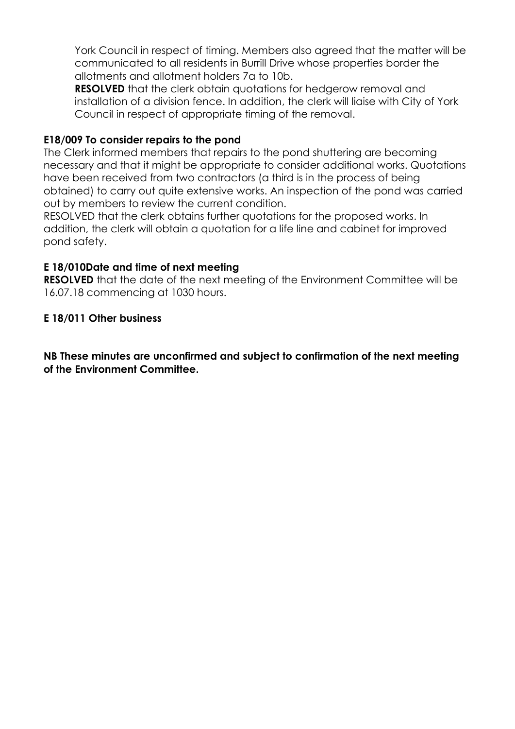York Council in respect of timing. Members also agreed that the matter will be communicated to all residents in Burrill Drive whose properties border the allotments and allotment holders 7a to 10b.

**RESOLVED** that the clerk obtain quotations for hedgerow removal and installation of a division fence. In addition, the clerk will liaise with City of York Council in respect of appropriate timing of the removal.

**E18/009 To consider repairs to the pond**

The Clerk informed members that repairs to the pond shuttering are becoming necessary and that it might be appropriate to consider additional works. Quotations have been received from two contractors (a third is in the process of being obtained) to carry out quite extensive works. An inspection of the pond was carried out by members to review the current condition.

RESOLVED that the clerk obtains further quotations for the proposed works. In addition, the clerk will obtain a quotation for a life line and cabinet for improved pond safety.

**E 18/010Date and time of next meeting**

**RESOLVED** that the date of the next meeting of the Environment Committee will be 16.07.18 commencing at 1030 hours.

**E 18/011 Other business**

**NB These minutes are unconfirmed and subject to confirmation of the next meeting of the Environment Committee.**